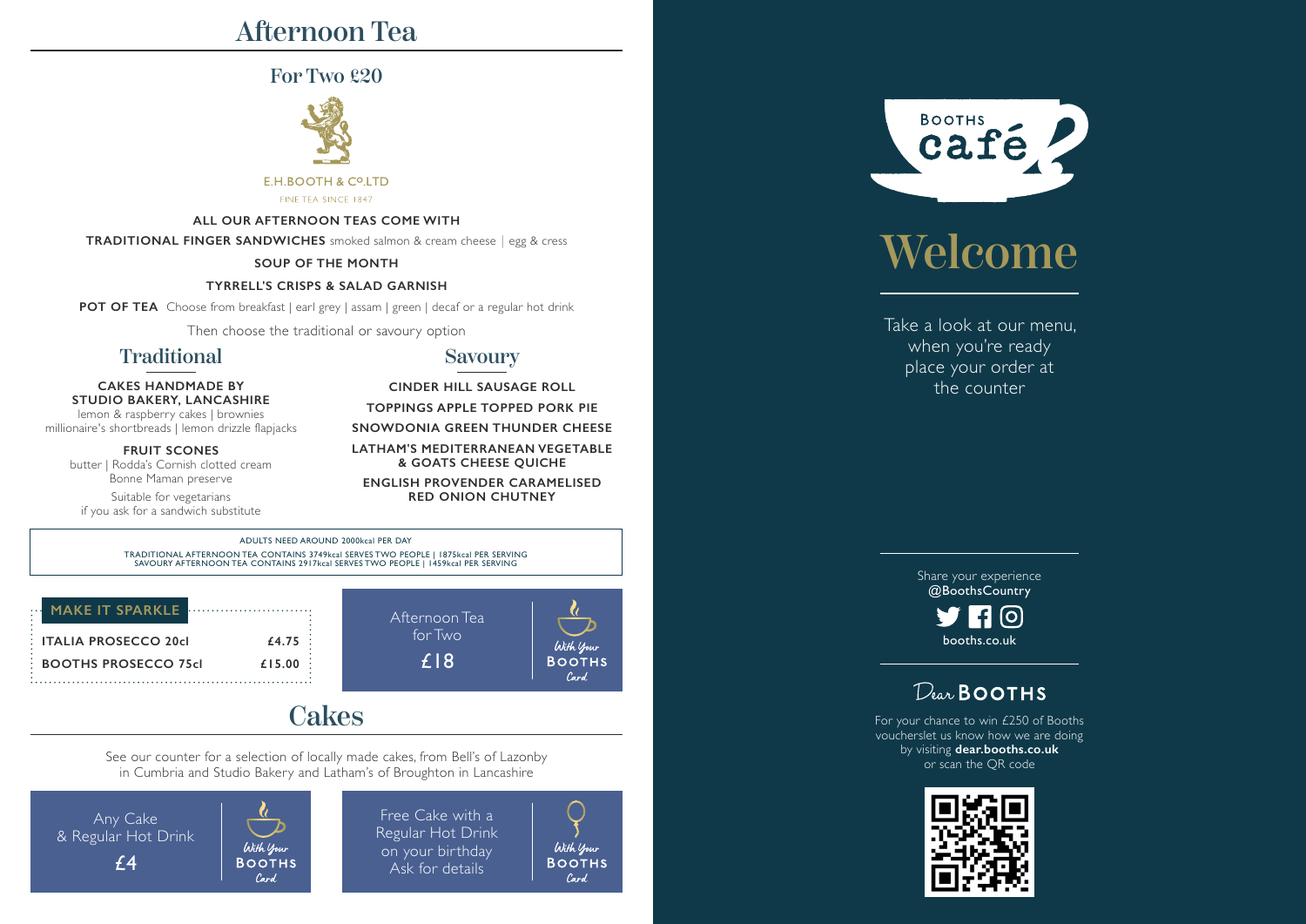# Afternoon Tea

## For Two £20

E.H.BOOTH & Cº.LTD

FINE TEA SINCE 1847

**ALL OUR AFTERNOON TEAS COME WITH**

**TRADITIONAL FINGER SANDWICHES** smoked salmon & cream cheese | egg & cress

**SOUP OF THE MONTH**

**TYRRELL'S CRISPS & SALAD GARNISH**

**POT OF TEA** Choose from breakfast | earl grey | assam | green | decaf or a regular hot drink

Then choose the traditional or savoury option

### Traditional

**CAKES HANDMADE BY STUDIO BAKERY, LANCASHIRE**
lemon & raspberry cakes | brownies
millionaire's shortbreads | lemon drizzle flapjacks

**FRUIT SCONES**
butter | Rodda's Cornish clotted cream
Bonne Maman preserve

Suitable for vegetarians
if you ask for a sandwich substitute

### Savoury

**CINDER HILL SAUSAGE ROLL**

**TOPPINGS APPLE TOPPED PORK PIE**

**SNOWDONIA GREEN THUNDER CHEESE**

**LATHAM'S MEDITERRANEAN VEGETABLE & GOATS CHEESE QUICHE**

**ENGLISH PROVENDER CARAMELISED RED ONION CHUTNEY**

ADULTS NEED AROUND 2000kcal PER DAY

TRADITIONAL AFTERNOON TEA CONTAINS 3749kcal SERVES TWO PEOPLE | 1875kcal PER SERVING
SAVOURY AFTERNOON TEA CONTAINS 2917kcal SERVES TWO PEOPLE | 1459kcal PER SERVING

**MAKE IT SPARKLE**

| | |
|---|---|
| **ITALIA PROSECCO 20cl** | **£4.75** |
| **BOOTHS PROSECCO 75cl** | **£15.00** |

Afternoon Tea for Two £18 — With Your BOOTHS Card

## Cakes

See our counter for a selection of locally made cakes, from Bell's of Lazonby in Cumbria and Studio Bakery and Latham's of Broughton in Lancashire

Any Cake & Regular Hot Drink £4 — With Your BOOTHS Card

Free Cake with a Regular Hot Drink on your birthday Ask for details — With Your BOOTHS Card

BOOTHS café

# Welcome

Take a look at our menu, when you're ready place your order at the counter

Share your experience
**@BoothsCountry**

booths.co.uk

Dear BOOTHS

For your chance to win £250 of Booths voucherslet us know how we are doing by visiting **dear.booths.co.uk** or scan the QR code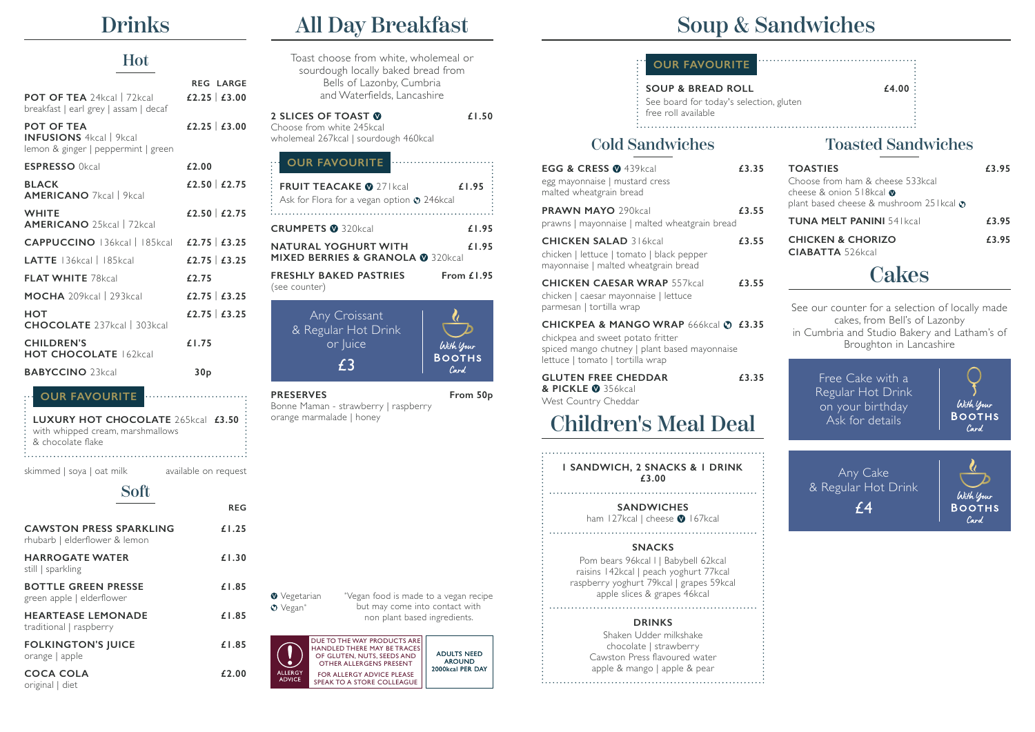# Drinks

## Hot

| | REG \| LARGE |
|---|---|
| **POT OF TEA** 24kcal \| 72kcal<br>breakfast \| earl grey \| assam \| decaf | £2.25 \| £3.00 |
| **POT OF TEA INFUSIONS** 4kcal \| 9kcal<br>lemon & ginger \| peppermint \| green | £2.25 \| £3.00 |
| **ESPRESSO** 0kcal | £2.00 |
| **BLACK AMERICANO** 7kcal \| 9kcal | £2.50 \| £2.75 |
| **WHITE AMERICANO** 25kcal \| 72kcal | £2.50 \| £2.75 |
| **CAPPUCCINO** 136kcal \| 185kcal | £2.75 \| £3.25 |
| **LATTE** 136kcal \| 185kcal | £2.75 \| £3.25 |
| **FLAT WHITE** 78kcal | £2.75 |
| **MOCHA** 209kcal \| 293kcal | £2.75 \| £3.25 |
| **HOT CHOCOLATE** 237kcal \| 303kcal | £2.75 \| £3.25 |
| **CHILDREN'S HOT CHOCOLATE** 162kcal | £1.75 |
| **BABYCCINO** 23kcal | 30p |

**OUR FAVOURITE**

**LUXURY HOT CHOCOLATE** 265kcal **£3.50**
with whipped cream, marshmallows & chocolate flake

skimmed | soya | oat milk — available on request

## Soft

| | REG |
|---|---|
| **CAWSTON PRESS SPARKLING**<br>rhubarb \| elderflower & lemon | £1.25 |
| **HARROGATE WATER**<br>still \| sparkling | £1.30 |
| **BOTTLE GREEN PRESSE**<br>green apple \| elderflower | £1.85 |
| **HEARTEASE LEMONADE**<br>traditional \| raspberry | £1.85 |
| **FOLKINGTON'S JUICE**<br>orange \| apple | £1.85 |
| **COCA COLA**<br>original \| diet | £2.00 |

# All Day Breakfast

Toast choose from white, wholemeal or sourdough locally baked bread from Bells of Lazonby, Cumbria and Waterfields, Lancashire

**2 SLICES OF TOAST** (V) — **£1.50**
Choose from white 245kcal
wholemeal 267kcal | sourdough 460kcal

**OUR FAVOURITE**

**FRUIT TEACAKE** (V) 271kcal — **£1.95**
Ask for Flora for a vegan option (Vegan) 246kcal

**CRUMPETS** (V) 320kcal — **£1.95**

**NATURAL YOGHURT WITH MIXED BERRIES & GRANOLA** (V) 320kcal — **£1.95**

**FRESHLY BAKED PASTRIES** (see counter) — **From £1.95**

Any Croissant & Regular Hot Drink or Juice
£3
With Your BOOTHS Card

**PRESERVES** — **From 50p**
Bonne Maman - strawberry | raspberry
orange marmalade | honey

(V) Vegetarian
(Vegan) Vegan*

*Vegan food is made to a vegan recipe but may come into contact with non plant based ingredients.

ALLERGY ADVICE: DUE TO THE WAY PRODUCTS ARE HANDLED THERE MAY BE TRACES OF GLUTEN, NUTS, SEEDS AND OTHER ALLERGENS PRESENT. FOR ALLERGY ADVICE PLEASE SPEAK TO A STORE COLLEAGUE

ADULTS NEED AROUND 2000kcal PER DAY

# Soup & Sandwiches

**OUR FAVOURITE**

**SOUP & BREAD ROLL** — **£4.00**
See board for today's selection, gluten free roll available

## Cold Sandwiches

**EGG & CRESS** (V) 439kcal — **£3.35**
egg mayonnaise | mustard cress
malted wheatgrain bread

**PRAWN MAYO** 290kcal — **£3.55**
prawns | mayonnaise | malted wheatgrain bread

**CHICKEN SALAD** 316kcal — **£3.55**
chicken | lettuce | tomato | black pepper
mayonnaise | malted wheatgrain bread

**CHICKEN CAESAR WRAP** 557kcal — **£3.55**
chicken | caesar mayonnaise | lettuce
parmesan | tortilla wrap

**CHICKPEA & MANGO WRAP** 666kcal (Vegan) — **£3.35**
chickpea and sweet potato fritter
spiced mango chutney | plant based mayonnaise
lettuce | tomato | tortilla wrap

**GLUTEN FREE CHEDDAR & PICKLE** (V) 356kcal — **£3.35**
West Country Cheddar

## Toasted Sandwiches

**TOASTIES** — **£3.95**
Choose from ham & cheese 533kcal
cheese & onion 518kcal (V)
plant based cheese & mushroom 251kcal (Vegan)

**TUNA MELT PANINI** 541kcal — **£3.95**

**CHICKEN & CHORIZO CIABATTA** 526kcal — **£3.95**

# Children's Meal Deal

**1 SANDWICH, 2 SNACKS & 1 DRINK**
**£3.00**

**SANDWICHES**
ham 127kcal | cheese (V) 167kcal

**SNACKS**
Pom bears 96kcal | | Babybell 62kcal
raisins 142kcal | peach yoghurt 77kcal
raspberry yoghurt 79kcal | grapes 59kcal
apple slices & grapes 46kcal

**DRINKS**
Shaken Udder milkshake
chocolate | strawberry
Cawston Press flavoured water
apple & mango | apple & pear

# Cakes

See our counter for a selection of locally made cakes, from Bell's of Lazonby in Cumbria and Studio Bakery and Latham's of Broughton in Lancashire

Free Cake with a Regular Hot Drink on your birthday
Ask for details
With Your BOOTHS Card

Any Cake & Regular Hot Drink
£4
With Your BOOTHS Card